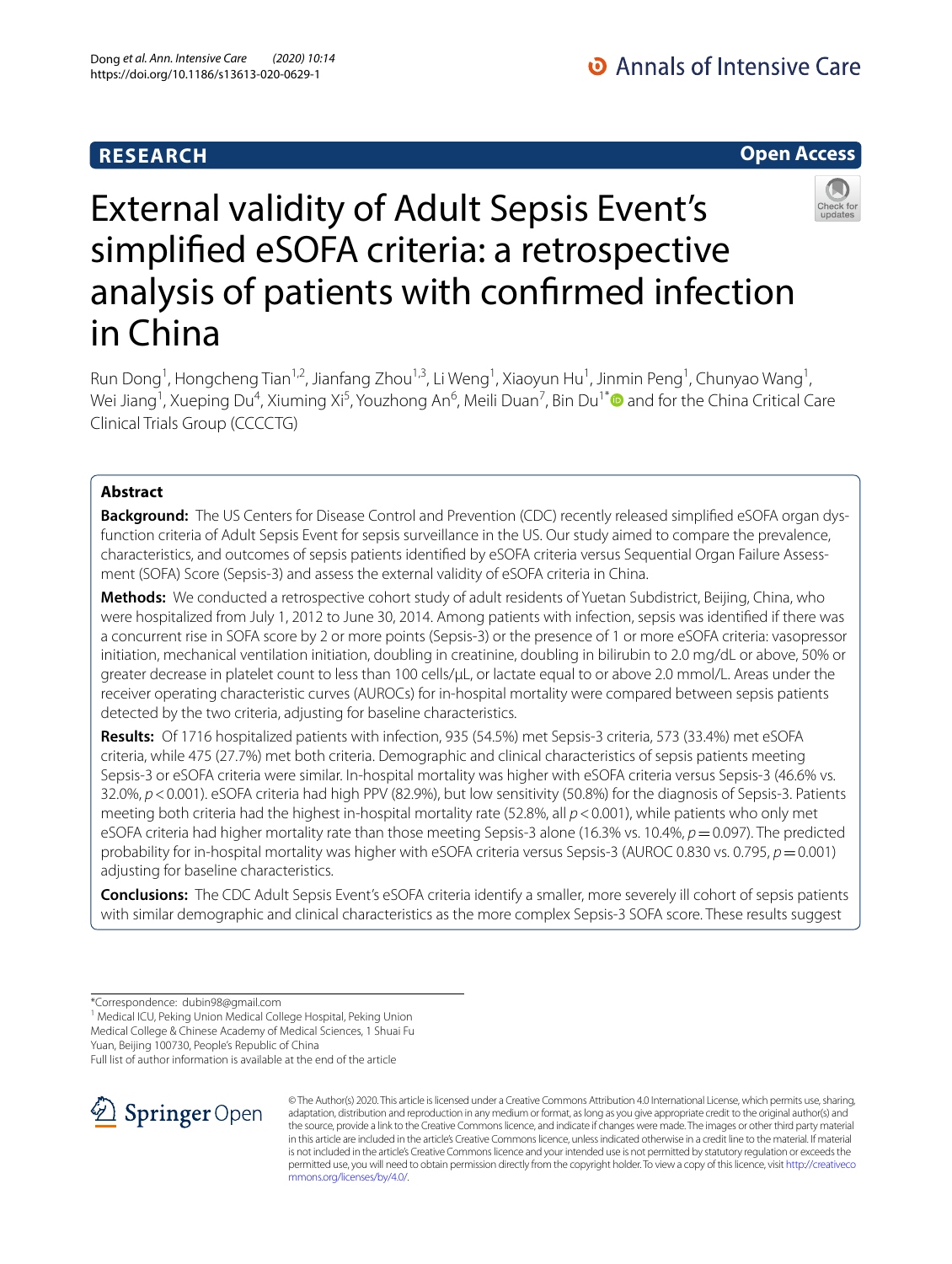# External validity of Adult Sepsis Event's simplified eSOFA criteria: a retrospective analysis of patients with confirmed infection in China

Run Dong[1], Hongcheng Tian[1,2], Jianfang Zhou[1,3], Li Weng[1], Xiaoyun Hu[1], Jinmin Peng[1], Chunyao Wang[1], Wei Jiang[1], Xueping Du[4], Xiuming Xi[5], Youzhong An[6], Meili Duan[7], Bin Du[1*] and for the China Critical Care Clinical Trials Group (CCCCTG)

## Abstract

**Background:** The US Centers for Disease Control and Prevention (CDC) recently released simplified eSOFA organ dysfunction criteria of Adult Sepsis Event for sepsis surveillance in the US. Our study aimed to compare the prevalence, characteristics, and outcomes of sepsis patients identified by eSOFA criteria versus Sequential Organ Failure Assessment (SOFA) Score (Sepsis-3) and assess the external validity of eSOFA criteria in China.

**Methods:** We conducted a retrospective cohort study of adult residents of Yuetan Subdistrict, Beijing, China, who were hospitalized from July 1, 2012 to June 30, 2014. Among patients with infection, sepsis was identified if there was a concurrent rise in SOFA score by 2 or more points (Sepsis-3) or the presence of 1 or more eSOFA criteria: vasopressor initiation, mechanical ventilation initiation, doubling in creatinine, doubling in bilirubin to 2.0 mg/dL or above, 50% or greater decrease in platelet count to less than 100 cells/μL, or lactate equal to or above 2.0 mmol/L. Areas under the receiver operating characteristic curves (AUROCs) for in-hospital mortality were compared between sepsis patients detected by the two criteria, adjusting for baseline characteristics.

**Results:** Of 1716 hospitalized patients with infection, 935 (54.5%) met Sepsis-3 criteria, 573 (33.4%) met eSOFA criteria, while 475 (27.7%) met both criteria. Demographic and clinical characteristics of sepsis patients meeting Sepsis-3 or eSOFA criteria were similar. In-hospital mortality was higher with eSOFA criteria versus Sepsis-3 (46.6% vs. 32.0%, $p < 0.001$). eSOFA criteria had high PPV (82.9%), but low sensitivity (50.8%) for the diagnosis of Sepsis-3. Patients meeting both criteria had the highest in-hospital mortality rate (52.8%, all $p < 0.001$), while patients who only met eSOFA criteria had higher mortality rate than those meeting Sepsis-3 alone (16.3% vs. 10.4%, $p = 0.097$). The predicted probability for in-hospital mortality was higher with eSOFA criteria versus Sepsis-3 (AUROC 0.830 vs. 0.795, $p = 0.001$) adjusting for baseline characteristics.

**Conclusions:** The CDC Adult Sepsis Event's eSOFA criteria identify a smaller, more severely ill cohort of sepsis patients with similar demographic and clinical characteristics as the more complex Sepsis-3 SOFA score. These results suggest

*Correspondence: dubin98@gmail.com
[1] Medical ICU, Peking Union Medical College Hospital, Peking Union Medical College & Chinese Academy of Medical Sciences, 1 Shuai Fu Yuan, Beijing 100730, People's Republic of China
Full list of author information is available at the end of the article

© The Author(s) 2020. This article is licensed under a Creative Commons Attribution 4.0 International License, which permits use, sharing, adaptation, distribution and reproduction in any medium or format, as long as you give appropriate credit to the original author(s) and the source, provide a link to the Creative Commons licence, and indicate if changes were made. The images or other third party material in this article are included in the article's Creative Commons licence, unless indicated otherwise in a credit line to the material. If material is not included in the article's Creative Commons licence and your intended use is not permitted by statutory regulation or exceeds the permitted use, you will need to obtain permission directly from the copyright holder. To view a copy of this licence, visit http://creativecommons.org/licenses/by/4.0/.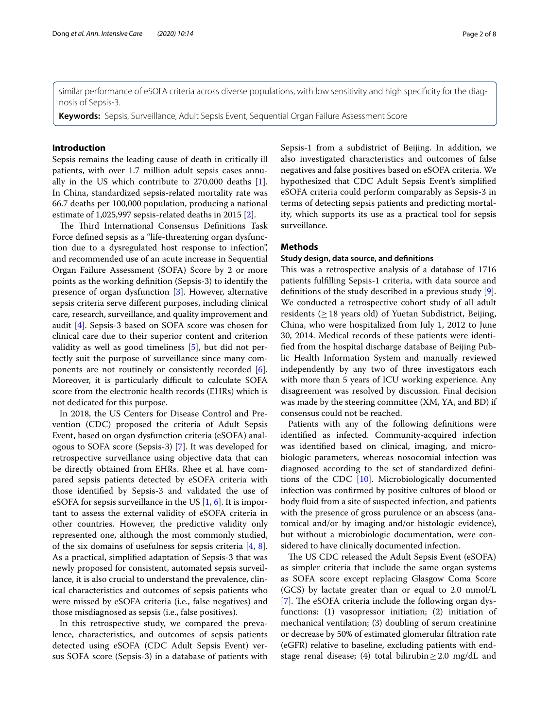similar performance of eSOFA criteria across diverse populations, with low sensitivity and high specificity for the diagnosis of Sepsis-3.

**Keywords:** Sepsis, Surveillance, Adult Sepsis Event, Sequential Organ Failure Assessment Score

## Introduction

Sepsis remains the leading cause of death in critically ill patients, with over 1.7 million adult sepsis cases annually in the US which contribute to 270,000 deaths [1]. In China, standardized sepsis-related mortality rate was 66.7 deaths per 100,000 population, producing a national estimate of 1,025,997 sepsis-related deaths in 2015 [2].

The Third International Consensus Definitions Task Force defined sepsis as a "life-threatening organ dysfunction due to a dysregulated host response to infection", and recommended use of an acute increase in Sequential Organ Failure Assessment (SOFA) Score by 2 or more points as the working definition (Sepsis-3) to identify the presence of organ dysfunction [3]. However, alternative sepsis criteria serve different purposes, including clinical care, research, surveillance, and quality improvement and audit [4]. Sepsis-3 based on SOFA score was chosen for clinical care due to their superior content and criterion validity as well as good timeliness [5], but did not perfectly suit the purpose of surveillance since many components are not routinely or consistently recorded [6]. Moreover, it is particularly difficult to calculate SOFA score from the electronic health records (EHRs) which is not dedicated for this purpose.

In 2018, the US Centers for Disease Control and Prevention (CDC) proposed the criteria of Adult Sepsis Event, based on organ dysfunction criteria (eSOFA) analogous to SOFA score (Sepsis-3) [7]. It was developed for retrospective surveillance using objective data that can be directly obtained from EHRs. Rhee et al. have compared sepsis patients detected by eSOFA criteria with those identified by Sepsis-3 and validated the use of eSOFA for sepsis surveillance in the US [1, 6]. It is important to assess the external validity of eSOFA criteria in other countries. However, the predictive validity only represented one, although the most commonly studied, of the six domains of usefulness for sepsis criteria [4, 8]. As a practical, simplified adaptation of Sepsis-3 that was newly proposed for consistent, automated sepsis surveillance, it is also crucial to understand the prevalence, clinical characteristics and outcomes of sepsis patients who were missed by eSOFA criteria (i.e., false negatives) and those misdiagnosed as sepsis (i.e., false positives).

In this retrospective study, we compared the prevalence, characteristics, and outcomes of sepsis patients detected using eSOFA (CDC Adult Sepsis Event) versus SOFA score (Sepsis-3) in a database of patients with Sepsis-1 from a subdistrict of Beijing. In addition, we also investigated characteristics and outcomes of false negatives and false positives based on eSOFA criteria. We hypothesized that CDC Adult Sepsis Event's simplified eSOFA criteria could perform comparably as Sepsis-3 in terms of detecting sepsis patients and predicting mortality, which supports its use as a practical tool for sepsis surveillance.

## Methods

### Study design, data source, and definitions

This was a retrospective analysis of a database of 1716 patients fulfilling Sepsis-1 criteria, with data source and definitions of the study described in a previous study [9]. We conducted a retrospective cohort study of all adult residents ($\geq 18$ years old) of Yuetan Subdistrict, Beijing, China, who were hospitalized from July 1, 2012 to June 30, 2014. Medical records of these patients were identified from the hospital discharge database of Beijing Public Health Information System and manually reviewed independently by any two of three investigators each with more than 5 years of ICU working experience. Any disagreement was resolved by discussion. Final decision was made by the steering committee (XM, YA, and BD) if consensus could not be reached.

Patients with any of the following definitions were identified as infected. Community-acquired infection was identified based on clinical, imaging, and microbiologic parameters, whereas nosocomial infection was diagnosed according to the set of standardized definitions of the CDC [10]. Microbiologically documented infection was confirmed by positive cultures of blood or body fluid from a site of suspected infection, and patients with the presence of gross purulence or an abscess (anatomical and/or by imaging and/or histologic evidence), but without a microbiologic documentation, were considered to have clinically documented infection.

The US CDC released the Adult Sepsis Event (eSOFA) as simpler criteria that include the same organ systems as SOFA score except replacing Glasgow Coma Score (GCS) by lactate greater than or equal to 2.0 mmol/L [7]. The eSOFA criteria include the following organ dysfunctions: (1) vasopressor initiation; (2) initiation of mechanical ventilation; (3) doubling of serum creatinine or decrease by 50% of estimated glomerular filtration rate (eGFR) relative to baseline, excluding patients with end-stage renal disease; (4) total bilirubin $\geq 2.0$ mg/dL and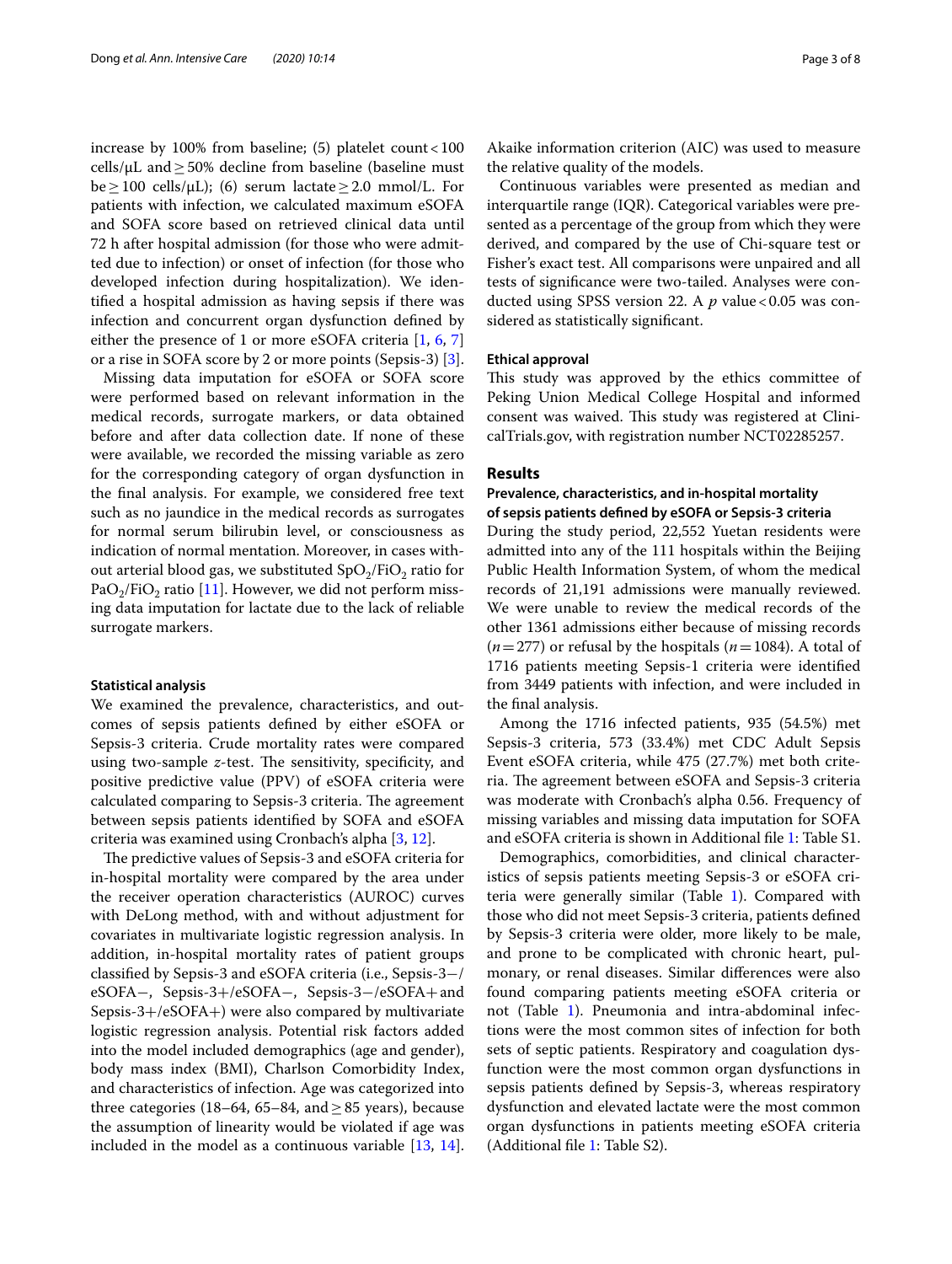increase by 100% from baseline; (5) platelet count < 100 cells/μL and ≥ 50% decline from baseline (baseline must be ≥ 100 cells/μL); (6) serum lactate ≥ 2.0 mmol/L. For patients with infection, we calculated maximum eSOFA and SOFA score based on retrieved clinical data until 72 h after hospital admission (for those who were admitted due to infection) or onset of infection (for those who developed infection during hospitalization). We identified a hospital admission as having sepsis if there was infection and concurrent organ dysfunction defined by either the presence of 1 or more eSOFA criteria [1, 6, 7] or a rise in SOFA score by 2 or more points (Sepsis-3) [3].

Missing data imputation for eSOFA or SOFA score were performed based on relevant information in the medical records, surrogate markers, or data obtained before and after data collection date. If none of these were available, we recorded the missing variable as zero for the corresponding category of organ dysfunction in the final analysis. For example, we considered free text such as no jaundice in the medical records as surrogates for normal serum bilirubin level, or consciousness as indication of normal mentation. Moreover, in cases without arterial blood gas, we substituted $SpO_2/FiO_2$ ratio for $PaO_2/FiO_2$ ratio [11]. However, we did not perform missing data imputation for lactate due to the lack of reliable surrogate markers.

#### Statistical analysis

We examined the prevalence, characteristics, and outcomes of sepsis patients defined by either eSOFA or Sepsis-3 criteria. Crude mortality rates were compared using two-sample *z*-test. The sensitivity, specificity, and positive predictive value (PPV) of eSOFA criteria were calculated comparing to Sepsis-3 criteria. The agreement between sepsis patients identified by SOFA and eSOFA criteria was examined using Cronbach's alpha [3, 12].

The predictive values of Sepsis-3 and eSOFA criteria for in-hospital mortality were compared by the area under the receiver operation characteristics (AUROC) curves with DeLong method, with and without adjustment for covariates in multivariate logistic regression analysis. In addition, in-hospital mortality rates of patient groups classified by Sepsis-3 and eSOFA criteria (i.e., Sepsis-3−/eSOFA−, Sepsis-3+/eSOFA−, Sepsis-3−/eSOFA+ and Sepsis-3+/eSOFA+) were also compared by multivariate logistic regression analysis. Potential risk factors added into the model included demographics (age and gender), body mass index (BMI), Charlson Comorbidity Index, and characteristics of infection. Age was categorized into three categories (18–64, 65–84, and ≥ 85 years), because the assumption of linearity would be violated if age was included in the model as a continuous variable [13, 14]. Akaike information criterion (AIC) was used to measure the relative quality of the models.

Continuous variables were presented as median and interquartile range (IQR). Categorical variables were presented as a percentage of the group from which they were derived, and compared by the use of Chi-square test or Fisher's exact test. All comparisons were unpaired and all tests of significance were two-tailed. Analyses were conducted using SPSS version 22. A *p* value < 0.05 was considered as statistically significant.

#### Ethical approval

This study was approved by the ethics committee of Peking Union Medical College Hospital and informed consent was waived. This study was registered at ClinicalTrials.gov, with registration number NCT02285257.

## Results

#### Prevalence, characteristics, and in-hospital mortality of sepsis patients defined by eSOFA or Sepsis-3 criteria

During the study period, 22,552 Yuetan residents were admitted into any of the 111 hospitals within the Beijing Public Health Information System, of whom the medical records of 21,191 admissions were manually reviewed. We were unable to review the medical records of the other 1361 admissions either because of missing records (*n* = 277) or refusal by the hospitals (*n* = 1084). A total of 1716 patients meeting Sepsis-1 criteria were identified from 3449 patients with infection, and were included in the final analysis.

Among the 1716 infected patients, 935 (54.5%) met Sepsis-3 criteria, 573 (33.4%) met CDC Adult Sepsis Event eSOFA criteria, while 475 (27.7%) met both criteria. The agreement between eSOFA and Sepsis-3 criteria was moderate with Cronbach's alpha 0.56. Frequency of missing variables and missing data imputation for SOFA and eSOFA criteria is shown in Additional file 1: Table S1.

Demographics, comorbidities, and clinical characteristics of sepsis patients meeting Sepsis-3 or eSOFA criteria were generally similar (Table 1). Compared with those who did not meet Sepsis-3 criteria, patients defined by Sepsis-3 criteria were older, more likely to be male, and prone to be complicated with chronic heart, pulmonary, or renal diseases. Similar differences were also found comparing patients meeting eSOFA criteria or not (Table 1). Pneumonia and intra-abdominal infections were the most common sites of infection for both sets of septic patients. Respiratory and coagulation dysfunction were the most common organ dysfunctions in sepsis patients defined by Sepsis-3, whereas respiratory dysfunction and elevated lactate were the most common organ dysfunctions in patients meeting eSOFA criteria (Additional file 1: Table S2).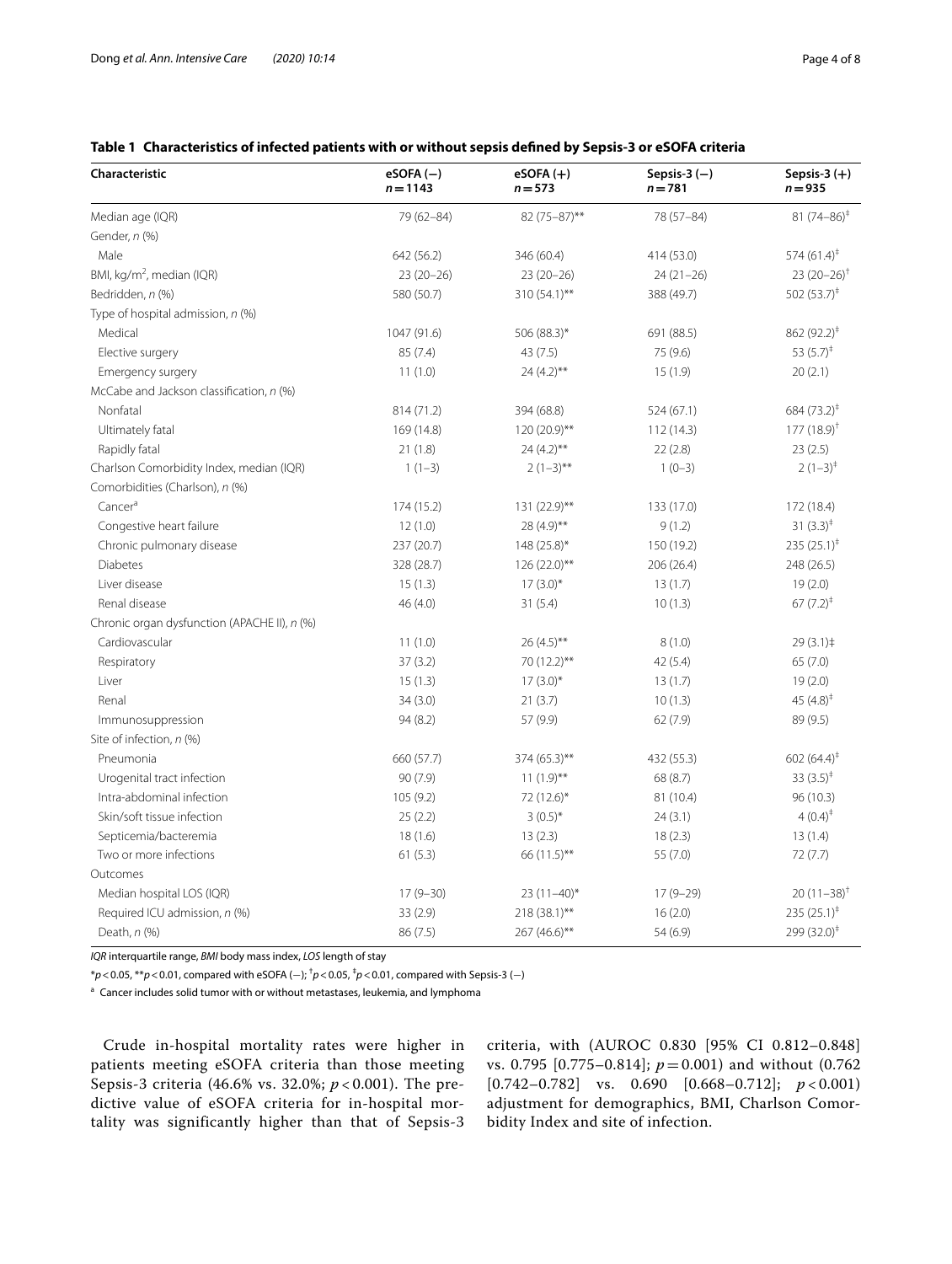**Table 1 Characteristics of infected patients with or without sepsis defined by Sepsis-3 or eSOFA criteria**

| Characteristic | eSOFA (−) $n = 1143$ | eSOFA (+) $n = 573$ | Sepsis-3 (−) $n = 781$ | Sepsis-3 (+) $n = 935$ |
|---|---|---|---|---|
| Median age (IQR) | 79 (62–84) | 82 (75–87)** | 78 (57–84) | 81 (74–86)‡ |
| Gender, *n* (%) | | | | |
| Male | 642 (56.2) | 346 (60.4) | 414 (53.0) | 574 (61.4)‡ |
| BMI, kg/m², median (IQR) | 23 (20–26) | 23 (20–26) | 24 (21–26) | 23 (20–26)† |
| Bedridden, *n* (%) | 580 (50.7) | 310 (54.1)** | 388 (49.7) | 502 (53.7)‡ |
| Type of hospital admission, *n* (%) | | | | |
| Medical | 1047 (91.6) | 506 (88.3)* | 691 (88.5) | 862 (92.2)‡ |
| Elective surgery | 85 (7.4) | 43 (7.5) | 75 (9.6) | 53 (5.7)‡ |
| Emergency surgery | 11 (1.0) | 24 (4.2)** | 15 (1.9) | 20 (2.1) |
| McCabe and Jackson classification, *n* (%) | | | | |
| Nonfatal | 814 (71.2) | 394 (68.8) | 524 (67.1) | 684 (73.2)‡ |
| Ultimately fatal | 169 (14.8) | 120 (20.9)** | 112 (14.3) | 177 (18.9)† |
| Rapidly fatal | 21 (1.8) | 24 (4.2)** | 22 (2.8) | 23 (2.5) |
| Charlson Comorbidity Index, median (IQR) | 1 (1–3) | 2 (1–3)** | 1 (0–3) | 2 (1–3)‡ |
| Comorbidities (Charlson), *n* (%) | | | | |
| Cancer[a] | 174 (15.2) | 131 (22.9)** | 133 (17.0) | 172 (18.4) |
| Congestive heart failure | 12 (1.0) | 28 (4.9)** | 9 (1.2) | 31 (3.3)‡ |
| Chronic pulmonary disease | 237 (20.7) | 148 (25.8)* | 150 (19.2) | 235 (25.1)‡ |
| Diabetes | 328 (28.7) | 126 (22.0)** | 206 (26.4) | 248 (26.5) |
| Liver disease | 15 (1.3) | 17 (3.0)* | 13 (1.7) | 19 (2.0) |
| Renal disease | 46 (4.0) | 31 (5.4) | 10 (1.3) | 67 (7.2)‡ |
| Chronic organ dysfunction (APACHE II), *n* (%) | | | | |
| Cardiovascular | 11 (1.0) | 26 (4.5)** | 8 (1.0) | 29 (3.1)‡ |
| Respiratory | 37 (3.2) | 70 (12.2)** | 42 (5.4) | 65 (7.0) |
| Liver | 15 (1.3) | 17 (3.0)* | 13 (1.7) | 19 (2.0) |
| Renal | 34 (3.0) | 21 (3.7) | 10 (1.3) | 45 (4.8)‡ |
| Immunosuppression | 94 (8.2) | 57 (9.9) | 62 (7.9) | 89 (9.5) |
| Site of infection, *n* (%) | | | | |
| Pneumonia | 660 (57.7) | 374 (65.3)** | 432 (55.3) | 602 (64.4)‡ |
| Urogenital tract infection | 90 (7.9) | 11 (1.9)** | 68 (8.7) | 33 (3.5)‡ |
| Intra-abdominal infection | 105 (9.2) | 72 (12.6)* | 81 (10.4) | 96 (10.3) |
| Skin/soft tissue infection | 25 (2.2) | 3 (0.5)* | 24 (3.1) | 4 (0.4)‡ |
| Septicemia/bacteremia | 18 (1.6) | 13 (2.3) | 18 (2.3) | 13 (1.4) |
| Two or more infections | 61 (5.3) | 66 (11.5)** | 55 (7.0) | 72 (7.7) |
| Outcomes | | | | |
| Median hospital LOS (IQR) | 17 (9–30) | 23 (11–40)* | 17 (9–29) | 20 (11–38)† |
| Required ICU admission, *n* (%) | 33 (2.9) | 218 (38.1)** | 16 (2.0) | 235 (25.1)‡ |
| Death, *n* (%) | 86 (7.5) | 267 (46.6)** | 54 (6.9) | 299 (32.0)‡ |

*IQR* interquartile range, *BMI* body mass index, *LOS* length of stay

*$p < 0.05$, **$p < 0.01$, compared with eSOFA (−); †$p < 0.05$, ‡$p < 0.01$, compared with Sepsis-3 (−)

[a] Cancer includes solid tumor with or without metastases, leukemia, and lymphoma

Crude in-hospital mortality rates were higher in patients meeting eSOFA criteria than those meeting Sepsis-3 criteria (46.6% vs. 32.0%; $p < 0.001$). The predictive value of eSOFA criteria for in-hospital mortality was significantly higher than that of Sepsis-3 criteria, with (AUROC 0.830 [95% CI 0.812–0.848] vs. 0.795 [0.775–0.814]; $p = 0.001$) and without (0.762 [0.742–0.782] vs. 0.690 [0.668–0.712]; $p < 0.001$) adjustment for demographics, BMI, Charlson Comorbidity Index and site of infection.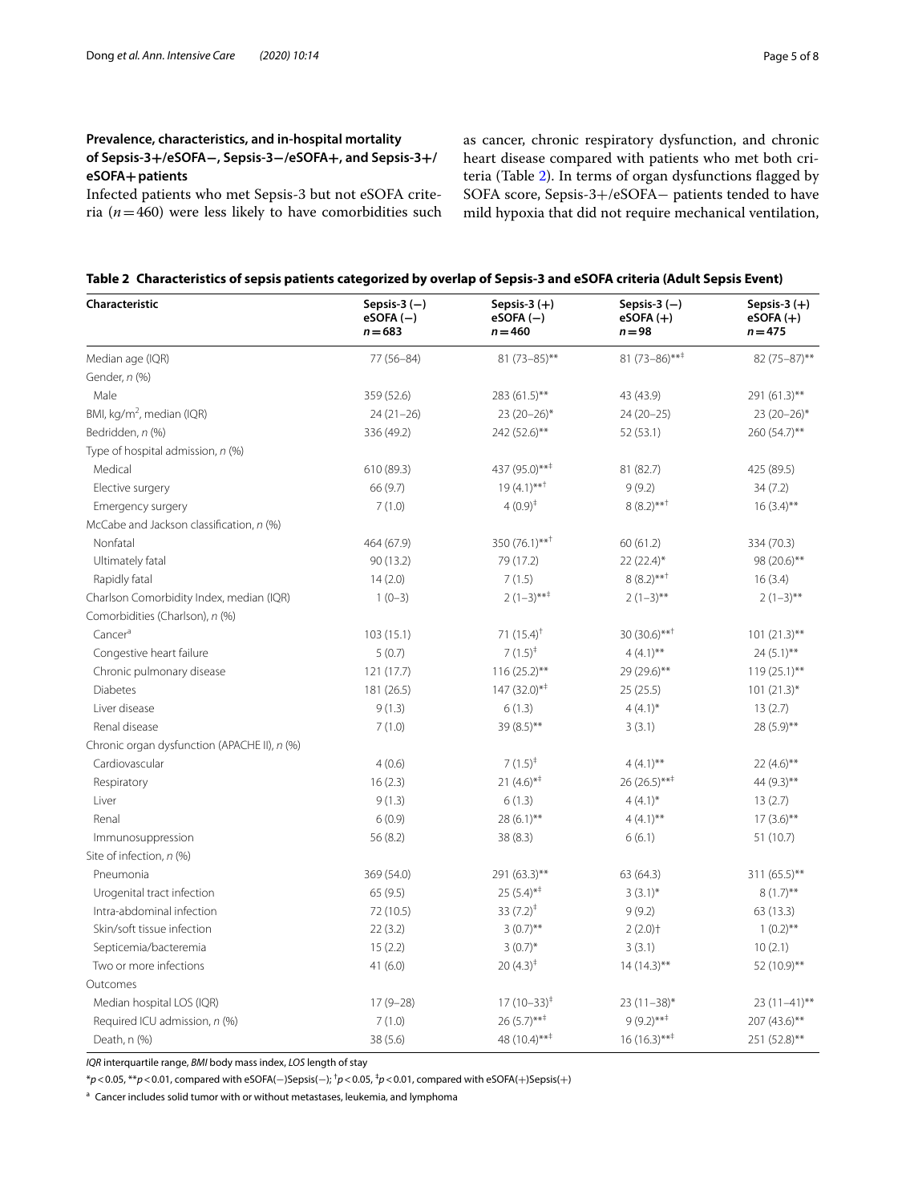### Prevalence, characteristics, and in-hospital mortality of Sepsis-3+/eSOFA−, Sepsis-3−/eSOFA+, and Sepsis-3+/eSOFA+ patients

Infected patients who met Sepsis-3 but not eSOFA criteria ($n = 460$) were less likely to have comorbidities such as cancer, chronic respiratory dysfunction, and chronic heart disease compared with patients who met both criteria (Table 2). In terms of organ dysfunctions flagged by SOFA score, Sepsis-3+/eSOFA− patients tended to have mild hypoxia that did not require mechanical ventilation,

**Table 2 Characteristics of sepsis patients categorized by overlap of Sepsis-3 and eSOFA criteria (Adult Sepsis Event)**

| Characteristic | Sepsis-3 (−) eSOFA (−) n = 683 | Sepsis-3 (+) eSOFA (−) n = 460 | Sepsis-3 (−) eSOFA (+) n = 98 | Sepsis-3 (+) eSOFA (+) n = 475 |
|---|---|---|---|---|
| Median age (IQR) | 77 (56–84) | 81 (73–85)** | 81 (73–86)**‡ | 82 (75–87)** |
| Gender, n (%) | | | | |
| Male | 359 (52.6) | 283 (61.5)** | 43 (43.9) | 291 (61.3)** |
| BMI, kg/m², median (IQR) | 24 (21–26) | 23 (20–26)* | 24 (20–25) | 23 (20–26)* |
| Bedridden, n (%) | 336 (49.2) | 242 (52.6)** | 52 (53.1) | 260 (54.7)** |
| Type of hospital admission, n (%) | | | | |
| Medical | 610 (89.3) | 437 (95.0)**‡ | 81 (82.7) | 425 (89.5) |
| Elective surgery | 66 (9.7) | 19 (4.1)**† | 9 (9.2) | 34 (7.2) |
| Emergency surgery | 7 (1.0) | 4 (0.9)‡ | 8 (8.2)**† | 16 (3.4)** |
| McCabe and Jackson classification, n (%) | | | | |
| Nonfatal | 464 (67.9) | 350 (76.1)**† | 60 (61.2) | 334 (70.3) |
| Ultimately fatal | 90 (13.2) | 79 (17.2) | 22 (22.4)* | 98 (20.6)** |
| Rapidly fatal | 14 (2.0) | 7 (1.5) | 8 (8.2)**† | 16 (3.4) |
| Charlson Comorbidity Index, median (IQR) | 1 (0–3) | 2 (1–3)**‡ | 2 (1–3)** | 2 (1–3)** |
| Comorbidities (Charlson), n (%) | | | | |
| Cancer[a] | 103 (15.1) | 71 (15.4)† | 30 (30.6)**† | 101 (21.3)** |
| Congestive heart failure | 5 (0.7) | 7 (1.5)‡ | 4 (4.1)** | 24 (5.1)** |
| Chronic pulmonary disease | 121 (17.7) | 116 (25.2)** | 29 (29.6)** | 119 (25.1)** |
| Diabetes | 181 (26.5) | 147 (32.0)*‡ | 25 (25.5) | 101 (21.3)* |
| Liver disease | 9 (1.3) | 6 (1.3) | 4 (4.1)* | 13 (2.7) |
| Renal disease | 7 (1.0) | 39 (8.5)** | 3 (3.1) | 28 (5.9)** |
| Chronic organ dysfunction (APACHE II), n (%) | | | | |
| Cardiovascular | 4 (0.6) | 7 (1.5)‡ | 4 (4.1)** | 22 (4.6)** |
| Respiratory | 16 (2.3) | 21 (4.6)*‡ | 26 (26.5)**‡ | 44 (9.3)** |
| Liver | 9 (1.3) | 6 (1.3) | 4 (4.1)* | 13 (2.7) |
| Renal | 6 (0.9) | 28 (6.1)** | 4 (4.1)** | 17 (3.6)** |
| Immunosuppression | 56 (8.2) | 38 (8.3) | 6 (6.1) | 51 (10.7) |
| Site of infection, n (%) | | | | |
| Pneumonia | 369 (54.0) | 291 (63.3)** | 63 (64.3) | 311 (65.5)** |
| Urogenital tract infection | 65 (9.5) | 25 (5.4)*‡ | 3 (3.1)* | 8 (1.7)** |
| Intra-abdominal infection | 72 (10.5) | 33 (7.2)‡ | 9 (9.2) | 63 (13.3) |
| Skin/soft tissue infection | 22 (3.2) | 3 (0.7)** | 2 (2.0)† | 1 (0.2)** |
| Septicemia/bacteremia | 15 (2.2) | 3 (0.7)* | 3 (3.1) | 10 (2.1) |
| Two or more infections | 41 (6.0) | 20 (4.3)‡ | 14 (14.3)** | 52 (10.9)** |
| Outcomes | | | | |
| Median hospital LOS (IQR) | 17 (9–28) | 17 (10–33)‡ | 23 (11–38)* | 23 (11–41)** |
| Required ICU admission, n (%) | 7 (1.0) | 26 (5.7)**‡ | 9 (9.2)**‡ | 207 (43.6)** |
| Death, n (%) | 38 (5.6) | 48 (10.4)**‡ | 16 (16.3)**‡ | 251 (52.8)** |

*IQR* interquartile range, *BMI* body mass index, *LOS* length of stay

*$p < 0.05$, **$p < 0.01$, compared with eSOFA(−)Sepsis(−); †$p < 0.05$, ‡$p < 0.01$, compared with eSOFA(+)Sepsis(+)

[a] Cancer includes solid tumor with or without metastases, leukemia, and lymphoma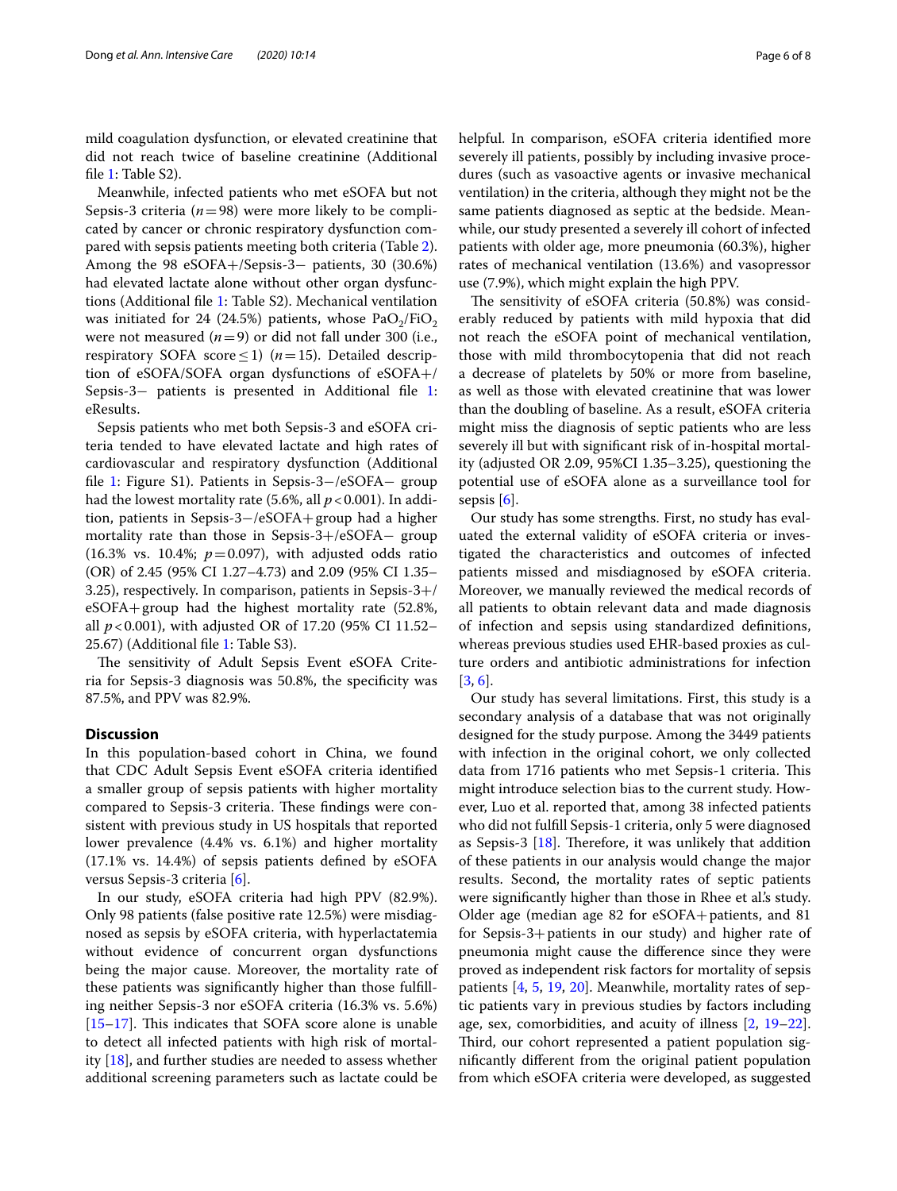mild coagulation dysfunction, or elevated creatinine that did not reach twice of baseline creatinine (Additional file 1: Table S2).

Meanwhile, infected patients who met eSOFA but not Sepsis-3 criteria ($n = 98$) were more likely to be complicated by cancer or chronic respiratory dysfunction compared with sepsis patients meeting both criteria (Table 2). Among the 98 eSOFA+/Sepsis-3− patients, 30 (30.6%) had elevated lactate alone without other organ dysfunctions (Additional file 1: Table S2). Mechanical ventilation was initiated for 24 (24.5%) patients, whose $PaO_2/FiO_2$ were not measured ($n = 9$) or did not fall under 300 (i.e., respiratory SOFA score ≤ 1) ($n = 15$). Detailed description of eSOFA/SOFA organ dysfunctions of eSOFA+/Sepsis-3− patients is presented in Additional file 1: eResults.

Sepsis patients who met both Sepsis-3 and eSOFA criteria tended to have elevated lactate and high rates of cardiovascular and respiratory dysfunction (Additional file 1: Figure S1). Patients in Sepsis-3−/eSOFA− group had the lowest mortality rate (5.6%, all $p < 0.001$). In addition, patients in Sepsis-3−/eSOFA+ group had a higher mortality rate than those in Sepsis-3+/eSOFA− group (16.3% vs. 10.4%; $p = 0.097$), with adjusted odds ratio (OR) of 2.45 (95% CI 1.27–4.73) and 2.09 (95% CI 1.35–3.25), respectively. In comparison, patients in Sepsis-3+/eSOFA+ group had the highest mortality rate (52.8%, all $p < 0.001$), with adjusted OR of 17.20 (95% CI 11.52–25.67) (Additional file 1: Table S3).

The sensitivity of Adult Sepsis Event eSOFA Criteria for Sepsis-3 diagnosis was 50.8%, the specificity was 87.5%, and PPV was 82.9%.

## Discussion

In this population-based cohort in China, we found that CDC Adult Sepsis Event eSOFA criteria identified a smaller group of sepsis patients with higher mortality compared to Sepsis-3 criteria. These findings were consistent with previous study in US hospitals that reported lower prevalence (4.4% vs. 6.1%) and higher mortality (17.1% vs. 14.4%) of sepsis patients defined by eSOFA versus Sepsis-3 criteria [6].

In our study, eSOFA criteria had high PPV (82.9%). Only 98 patients (false positive rate 12.5%) were misdiagnosed as sepsis by eSOFA criteria, with hyperlactatemia without evidence of concurrent organ dysfunctions being the major cause. Moreover, the mortality rate of these patients was significantly higher than those fulfilling neither Sepsis-3 nor eSOFA criteria (16.3% vs. 5.6%) [15–17]. This indicates that SOFA score alone is unable to detect all infected patients with high risk of mortality [18], and further studies are needed to assess whether additional screening parameters such as lactate could be helpful. In comparison, eSOFA criteria identified more severely ill patients, possibly by including invasive procedures (such as vasoactive agents or invasive mechanical ventilation) in the criteria, although they might not be the same patients diagnosed as septic at the bedside. Meanwhile, our study presented a severely ill cohort of infected patients with older age, more pneumonia (60.3%), higher rates of mechanical ventilation (13.6%) and vasopressor use (7.9%), which might explain the high PPV.

The sensitivity of eSOFA criteria (50.8%) was considerably reduced by patients with mild hypoxia that did not reach the eSOFA point of mechanical ventilation, those with mild thrombocytopenia that did not reach a decrease of platelets by 50% or more from baseline, as well as those with elevated creatinine that was lower than the doubling of baseline. As a result, eSOFA criteria might miss the diagnosis of septic patients who are less severely ill but with significant risk of in-hospital mortality (adjusted OR 2.09, 95%CI 1.35–3.25), questioning the potential use of eSOFA alone as a surveillance tool for sepsis [6].

Our study has some strengths. First, no study has evaluated the external validity of eSOFA criteria or investigated the characteristics and outcomes of infected patients missed and misdiagnosed by eSOFA criteria. Moreover, we manually reviewed the medical records of all patients to obtain relevant data and made diagnosis of infection and sepsis using standardized definitions, whereas previous studies used EHR-based proxies as culture orders and antibiotic administrations for infection [3, 6].

Our study has several limitations. First, this study is a secondary analysis of a database that was not originally designed for the study purpose. Among the 3449 patients with infection in the original cohort, we only collected data from 1716 patients who met Sepsis-1 criteria. This might introduce selection bias to the current study. However, Luo et al. reported that, among 38 infected patients who did not fulfill Sepsis-1 criteria, only 5 were diagnosed as Sepsis-3 [18]. Therefore, it was unlikely that addition of these patients in our analysis would change the major results. Second, the mortality rates of septic patients were significantly higher than those in Rhee et al.'s study. Older age (median age 82 for eSOFA+ patients, and 81 for Sepsis-3+ patients in our study) and higher rate of pneumonia might cause the difference since they were proved as independent risk factors for mortality of sepsis patients [4, 5, 19, 20]. Meanwhile, mortality rates of septic patients vary in previous studies by factors including age, sex, comorbidities, and acuity of illness [2, 19–22]. Third, our cohort represented a patient population significantly different from the original patient population from which eSOFA criteria were developed, as suggested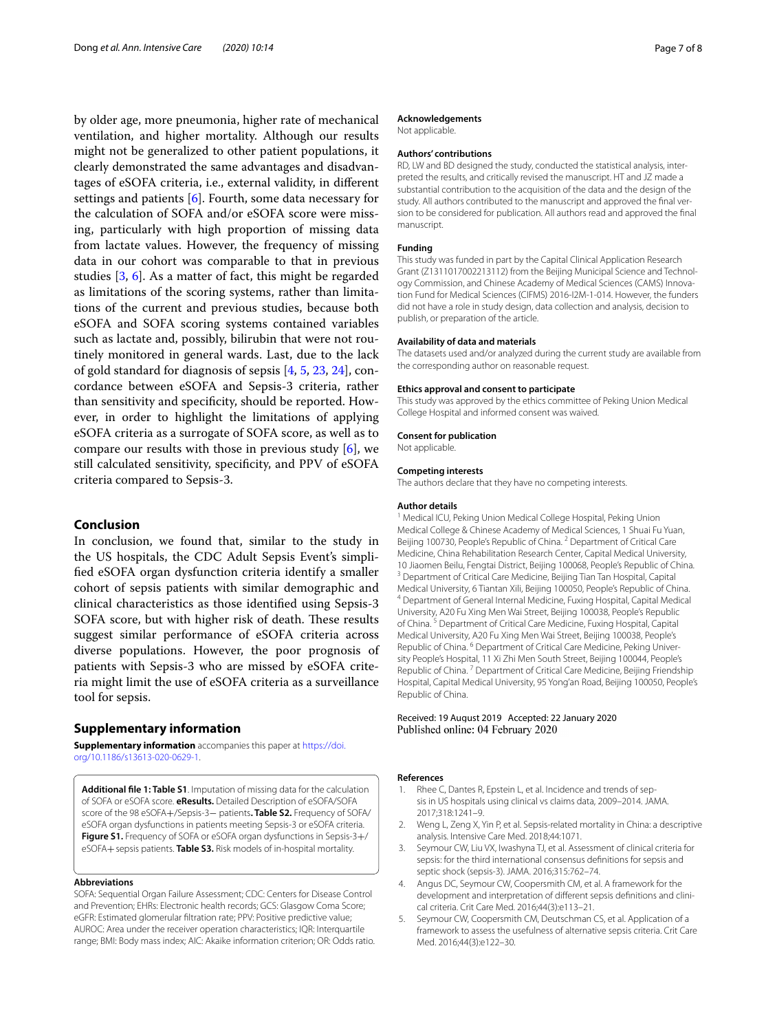by older age, more pneumonia, higher rate of mechanical ventilation, and higher mortality. Although our results might not be generalized to other patient populations, it clearly demonstrated the same advantages and disadvantages of eSOFA criteria, i.e., external validity, in different settings and patients [6]. Fourth, some data necessary for the calculation of SOFA and/or eSOFA score were missing, particularly with high proportion of missing data from lactate values. However, the frequency of missing data in our cohort was comparable to that in previous studies [3, 6]. As a matter of fact, this might be regarded as limitations of the scoring systems, rather than limitations of the current and previous studies, because both eSOFA and SOFA scoring systems contained variables such as lactate and, possibly, bilirubin that were not routinely monitored in general wards. Last, due to the lack of gold standard for diagnosis of sepsis [4, 5, 23, 24], concordance between eSOFA and Sepsis-3 criteria, rather than sensitivity and specificity, should be reported. However, in order to highlight the limitations of applying eSOFA criteria as a surrogate of SOFA score, as well as to compare our results with those in previous study [6], we still calculated sensitivity, specificity, and PPV of eSOFA criteria compared to Sepsis-3.

## Conclusion

In conclusion, we found that, similar to the study in the US hospitals, the CDC Adult Sepsis Event's simplified eSOFA organ dysfunction criteria identify a smaller cohort of sepsis patients with similar demographic and clinical characteristics as those identified using Sepsis-3 SOFA score, but with higher risk of death. These results suggest similar performance of eSOFA criteria across diverse populations. However, the poor prognosis of patients with Sepsis-3 who are missed by eSOFA criteria might limit the use of eSOFA criteria as a surveillance tool for sepsis.

## Supplementary information

**Supplementary information** accompanies this paper at https://doi.org/10.1186/s13613-020-0629-1.

**Additional file 1: Table S1**. Imputation of missing data for the calculation of SOFA or eSOFA score. **eResults.** Detailed Description of eSOFA/SOFA score of the 98 eSOFA+/Sepsis-3− patients. **Table S2.** Frequency of SOFA/eSOFA organ dysfunctions in patients meeting Sepsis-3 or eSOFA criteria. **Figure S1.** Frequency of SOFA or eSOFA organ dysfunctions in Sepsis-3+/eSOFA+ sepsis patients. **Table S3.** Risk models of in-hospital mortality.

### Abbreviations

SOFA: Sequential Organ Failure Assessment; CDC: Centers for Disease Control and Prevention; EHRs: Electronic health records; GCS: Glasgow Coma Score; eGFR: Estimated glomerular filtration rate; PPV: Positive predictive value; AUROC: Area under the receiver operation characteristics; IQR: Interquartile range; BMI: Body mass index; AIC: Akaike information criterion; OR: Odds ratio.

### Acknowledgements

Not applicable.

### Authors' contributions

RD, LW and BD designed the study, conducted the statistical analysis, interpreted the results, and critically revised the manuscript. HT and JZ made a substantial contribution to the acquisition of the data and the design of the study. All authors contributed to the manuscript and approved the final version to be considered for publication. All authors read and approved the final manuscript.

### Funding

This study was funded in part by the Capital Clinical Application Research Grant (Z131101700221 3112) from the Beijing Municipal Science and Technology Commission, and Chinese Academy of Medical Sciences (CAMS) Innovation Fund for Medical Sciences (CIFMS) 2016-I2M-1-014. However, the funders did not have a role in study design, data collection and analysis, decision to publish, or preparation of the article.

### Availability of data and materials

The datasets used and/or analyzed during the current study are available from the corresponding author on reasonable request.

### Ethics approval and consent to participate

This study was approved by the ethics committee of Peking Union Medical College Hospital and informed consent was waived.

### Consent for publication

Not applicable.

### Competing interests

The authors declare that they have no competing interests.

### Author details

[1] Medical ICU, Peking Union Medical College Hospital, Peking Union Medical College & Chinese Academy of Medical Sciences, 1 Shuai Fu Yuan, Beijing 100730, People's Republic of China. [2] Department of Critical Care Medicine, China Rehabilitation Research Center, Capital Medical University, 10 Jiaomen Beilu, Fengtai District, Beijing 100068, People's Republic of China. [3] Department of Critical Care Medicine, Beijing Tian Tan Hospital, Capital Medical University, 6 Tiantan Xili, Beijing 100050, People's Republic of China. [4] Department of General Internal Medicine, Fuxing Hospital, Capital Medical University, A20 Fu Xing Men Wai Street, Beijing 100038, People's Republic of China. [5] Department of Critical Care Medicine, Fuxing Hospital, Capital Medical University, A20 Fu Xing Men Wai Street, Beijing 100038, People's Republic of China. [6] Department of Critical Care Medicine, Peking University People's Hospital, 11 Xi Zhi Men South Street, Beijing 100044, People's Republic of China. [7] Department of Critical Care Medicine, Beijing Friendship Hospital, Capital Medical University, 95 Yong'an Road, Beijing 100050, People's Republic of China.

Received: 19 August 2019 Accepted: 22 January 2020
Published online: 04 February 2020

### References

1. Rhee C, Dantes R, Epstein L, et al. Incidence and trends of sepsis in US hospitals using clinical vs claims data, 2009–2014. JAMA. 2017;318:1241–9.
2. Weng L, Zeng X, Yin P, et al. Sepsis-related mortality in China: a descriptive analysis. Intensive Care Med. 2018;44:1071.
3. Seymour CW, Liu VX, Iwashyna TJ, et al. Assessment of clinical criteria for sepsis: for the third international consensus definitions for sepsis and septic shock (sepsis-3). JAMA. 2016;315:762–74.
4. Angus DC, Seymour CW, Coopersmith CM, et al. A framework for the development and interpretation of different sepsis definitions and clinical criteria. Crit Care Med. 2016;44(3):e113–21.
5. Seymour CW, Coopersmith CM, Deutschman CS, et al. Application of a framework to assess the usefulness of alternative sepsis criteria. Crit Care Med. 2016;44(3):e122–30.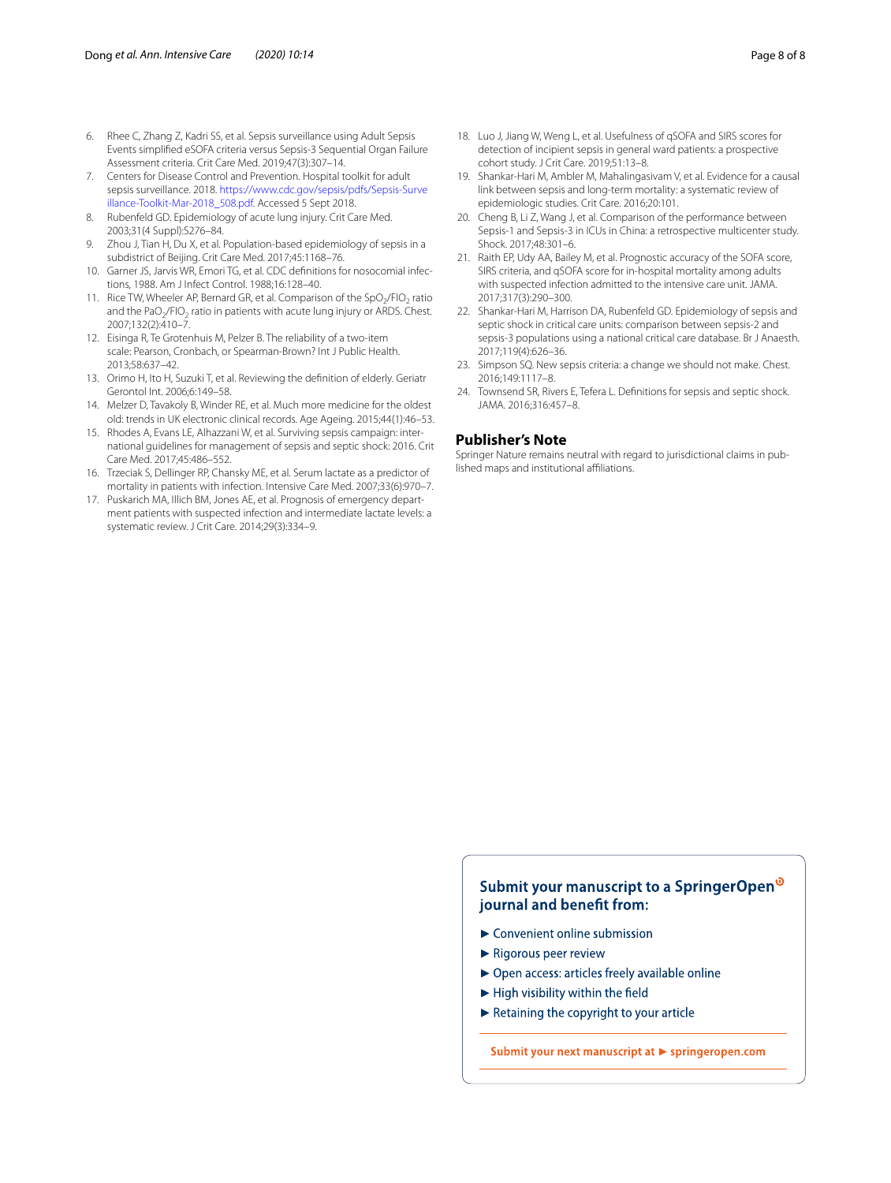6. Rhee C, Zhang Z, Kadri SS, et al. Sepsis surveillance using Adult Sepsis Events simplified eSOFA criteria versus Sepsis-3 Sequential Organ Failure Assessment criteria. Crit Care Med. 2019;47(3):307–14.
7. Centers for Disease Control and Prevention. Hospital toolkit for adult sepsis surveillance. 2018. https://www.cdc.gov/sepsis/pdfs/Sepsis-Surveillance-Toolkit-Mar-2018_508.pdf. Accessed 5 Sept 2018.
8. Rubenfeld GD. Epidemiology of acute lung injury. Crit Care Med. 2003;31(4 Suppl):S276–84.
9. Zhou J, Tian H, Du X, et al. Population-based epidemiology of sepsis in a subdistrict of Beijing. Crit Care Med. 2017;45:1168–76.
10. Garner JS, Jarvis WR, Emori TG, et al. CDC definitions for nosocomial infections, 1988. Am J Infect Control. 1988;16:128–40.
11. Rice TW, Wheeler AP, Bernard GR, et al. Comparison of the $SpO_2/FIO_2$ ratio and the $PaO_2/FIO_2$ ratio in patients with acute lung injury or ARDS. Chest. 2007;132(2):410–7.
12. Eisinga R, Te Grotenhuis M, Pelzer B. The reliability of a two-item scale: Pearson, Cronbach, or Spearman-Brown? Int J Public Health. 2013;58:637–42.
13. Orimo H, Ito H, Suzuki T, et al. Reviewing the definition of elderly. Geriatr Gerontol Int. 2006;6:149–58.
14. Melzer D, Tavakoly B, Winder RE, et al. Much more medicine for the oldest old: trends in UK electronic clinical records. Age Ageing. 2015;44(1):46–53.
15. Rhodes A, Evans LE, Alhazzani W, et al. Surviving sepsis campaign: international guidelines for management of sepsis and septic shock: 2016. Crit Care Med. 2017;45:486–552.
16. Trzeciak S, Dellinger RP, Chansky ME, et al. Serum lactate as a predictor of mortality in patients with infection. Intensive Care Med. 2007;33(6):970–7.
17. Puskarich MA, Illich BM, Jones AE, et al. Prognosis of emergency department patients with suspected infection and intermediate lactate levels: a systematic review. J Crit Care. 2014;29(3):334–9.
18. Luo J, Jiang W, Weng L, et al. Usefulness of qSOFA and SIRS scores for detection of incipient sepsis in general ward patients: a prospective cohort study. J Crit Care. 2019;51:13–8.
19. Shankar-Hari M, Ambler M, Mahalingasivam V, et al. Evidence for a causal link between sepsis and long-term mortality: a systematic review of epidemiologic studies. Crit Care. 2016;20:101.
20. Cheng B, Li Z, Wang J, et al. Comparison of the performance between Sepsis-1 and Sepsis-3 in ICUs in China: a retrospective multicenter study. Shock. 2017;48:301–6.
21. Raith EP, Udy AA, Bailey M, et al. Prognostic accuracy of the SOFA score, SIRS criteria, and qSOFA score for in-hospital mortality among adults with suspected infection admitted to the intensive care unit. JAMA. 2017;317(3):290–300.
22. Shankar-Hari M, Harrison DA, Rubenfeld GD. Epidemiology of sepsis and septic shock in critical care units: comparison between sepsis-2 and sepsis-3 populations using a national critical care database. Br J Anaesth. 2017;119(4):626–36.
23. Simpson SQ. New sepsis criteria: a change we should not make. Chest. 2016;149:1117–8.
24. Townsend SR, Rivers E, Tefera L. Definitions for sepsis and septic shock. JAMA. 2016;316:457–8.

## Publisher's Note

Springer Nature remains neutral with regard to jurisdictional claims in published maps and institutional affiliations.

**Submit your manuscript to a SpringerOpen journal and benefit from:**

- ► Convenient online submission
- ► Rigorous peer review
- ► Open access: articles freely available online
- ► High visibility within the field
- ► Retaining the copyright to your article

**Submit your next manuscript at ► springeropen.com**